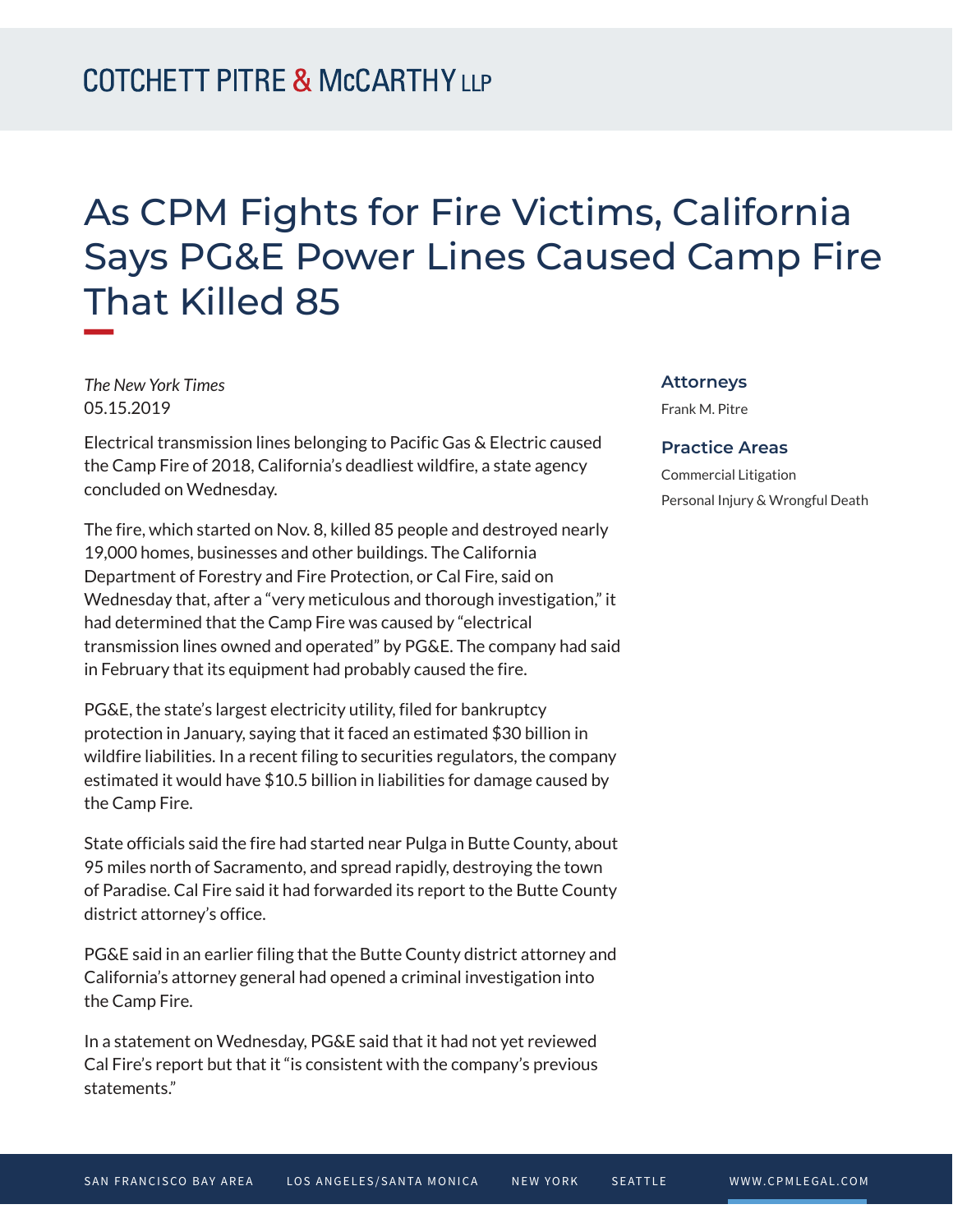COTCHETT PITRE & McCARTHY LLP

# As CPM Fights for Fire Victims, California Says PG&E Power Lines Caused Camp Fire That Killed 85

*The New York Times*
05.15.2019

Electrical transmission lines belonging to Pacific Gas & Electric caused the Camp Fire of 2018, California's deadliest wildfire, a state agency concluded on Wednesday.

The fire, which started on Nov. 8, killed 85 people and destroyed nearly 19,000 homes, businesses and other buildings. The California Department of Forestry and Fire Protection, or Cal Fire, said on Wednesday that, after a "very meticulous and thorough investigation," it had determined that the Camp Fire was caused by "electrical transmission lines owned and operated" by PG&E. The company had said in February that its equipment had probably caused the fire.

PG&E, the state's largest electricity utility, filed for bankruptcy protection in January, saying that it faced an estimated $30 billion in wildfire liabilities. In a recent filing to securities regulators, the company estimated it would have $10.5 billion in liabilities for damage caused by the Camp Fire.

State officials said the fire had started near Pulga in Butte County, about 95 miles north of Sacramento, and spread rapidly, destroying the town of Paradise. Cal Fire said it had forwarded its report to the Butte County district attorney's office.

PG&E said in an earlier filing that the Butte County district attorney and California's attorney general had opened a criminal investigation into the Camp Fire.

In a statement on Wednesday, PG&E said that it had not yet reviewed Cal Fire's report but that it "is consistent with the company's previous statements."

### Attorneys

Frank M. Pitre

### Practice Areas

Commercial Litigation

Personal Injury & Wrongful Death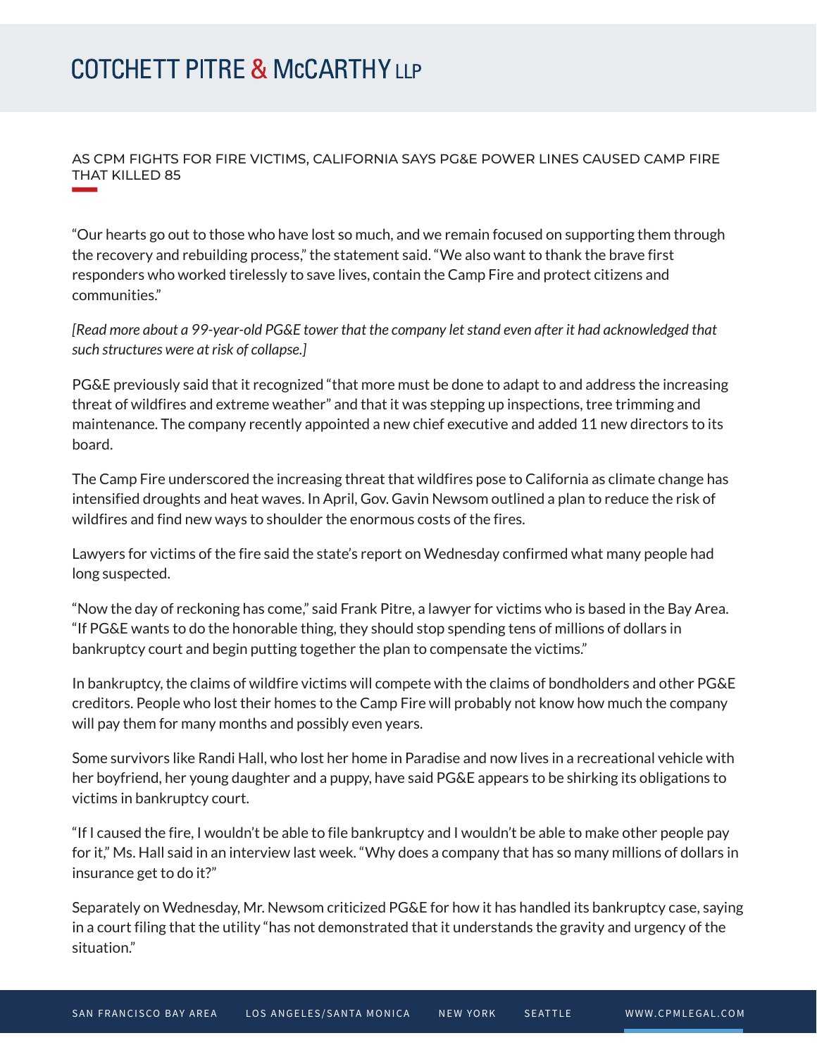AS CPM FIGHTS FOR FIRE VICTIMS, CALIFORNIA SAYS PG&E POWER LINES CAUSED CAMP FIRE THAT KILLED 85

"Our hearts go out to those who have lost so much, and we remain focused on supporting them through the recovery and rebuilding process," the statement said. "We also want to thank the brave first responders who worked tirelessly to save lives, contain the Camp Fire and protect citizens and communities."

*[Read more about a 99-year-old PG&E tower that the company let stand even after it had acknowledged that such structures were at risk of collapse.]*

PG&E previously said that it recognized "that more must be done to adapt to and address the increasing threat of wildfires and extreme weather" and that it was stepping up inspections, tree trimming and maintenance. The company recently appointed a new chief executive and added 11 new directors to its board.

The Camp Fire underscored the increasing threat that wildfires pose to California as climate change has intensified droughts and heat waves. In April, Gov. Gavin Newsom outlined a plan to reduce the risk of wildfires and find new ways to shoulder the enormous costs of the fires.

Lawyers for victims of the fire said the state's report on Wednesday confirmed what many people had long suspected.

"Now the day of reckoning has come," said Frank Pitre, a lawyer for victims who is based in the Bay Area. "If PG&E wants to do the honorable thing, they should stop spending tens of millions of dollars in bankruptcy court and begin putting together the plan to compensate the victims."

In bankruptcy, the claims of wildfire victims will compete with the claims of bondholders and other PG&E creditors. People who lost their homes to the Camp Fire will probably not know how much the company will pay them for many months and possibly even years.

Some survivors like Randi Hall, who lost her home in Paradise and now lives in a recreational vehicle with her boyfriend, her young daughter and a puppy, have said PG&E appears to be shirking its obligations to victims in bankruptcy court.

"If I caused the fire, I wouldn't be able to file bankruptcy and I wouldn't be able to make other people pay for it," Ms. Hall said in an interview last week. "Why does a company that has so many millions of dollars in insurance get to do it?"

Separately on Wednesday, Mr. Newsom criticized PG&E for how it has handled its bankruptcy case, saying in a court filing that the utility "has not demonstrated that it understands the gravity and urgency of the situation."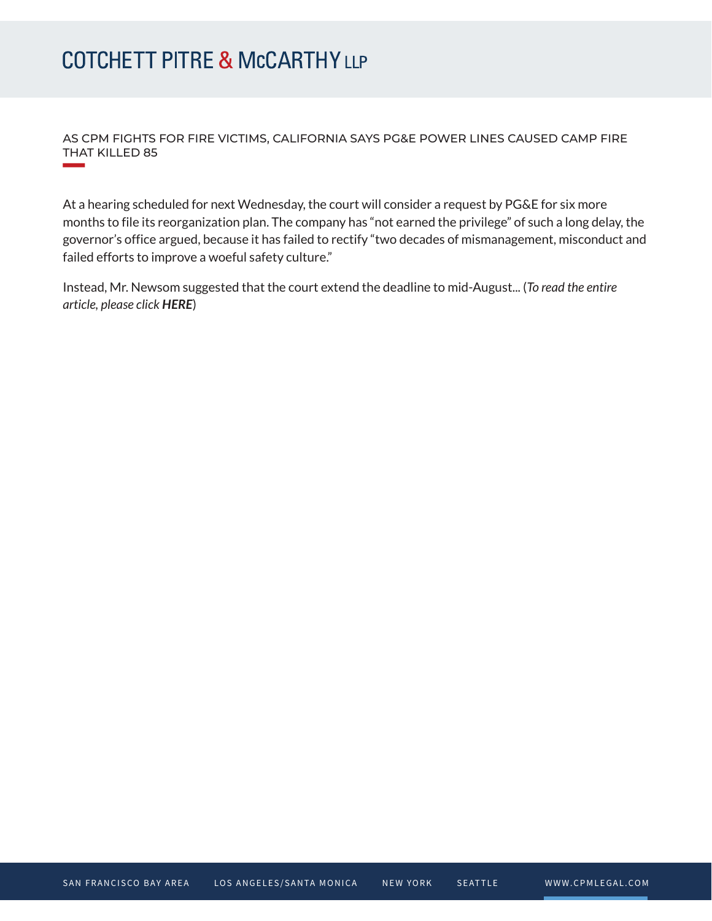AS CPM FIGHTS FOR FIRE VICTIMS, CALIFORNIA SAYS PG&E POWER LINES CAUSED CAMP FIRE THAT KILLED 85

At a hearing scheduled for next Wednesday, the court will consider a request by PG&E for six more months to file its reorganization plan. The company has "not earned the privilege" of such a long delay, the governor's office argued, because it has failed to rectify "two decades of mismanagement, misconduct and failed efforts to improve a woeful safety culture."

Instead, Mr. Newsom suggested that the court extend the deadline to mid-August... (*To read the entire article, please click **HERE***)